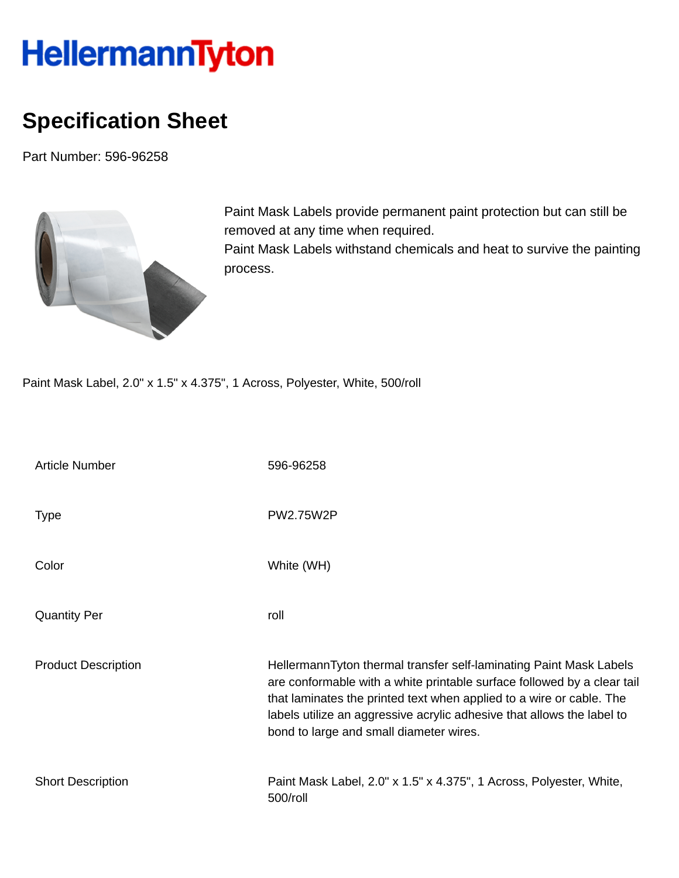HellermannTyton

# Specification Sheet

Part Number: 596-96258

Paint Mask Labels provide permanent paint protection but can still be removed at any time when required.
Paint Mask Labels withstand chemicals and heat to survive the painting process.

Paint Mask Label, 2.0" x 1.5" x 4.375", 1 Across, Polyester, White, 500/roll

| | |
|---|---|
| Article Number | 596-96258 |
| Type | PW2.75W2P |
| Color | White (WH) |
| Quantity Per | roll |
| Product Description | HellermannTyton thermal transfer self-laminating Paint Mask Labels are conformable with a white printable surface followed by a clear tail that laminates the printed text when applied to a wire or cable. The labels utilize an aggressive acrylic adhesive that allows the label to bond to large and small diameter wires. |
| Short Description | Paint Mask Label, 2.0" x 1.5" x 4.375", 1 Across, Polyester, White, 500/roll |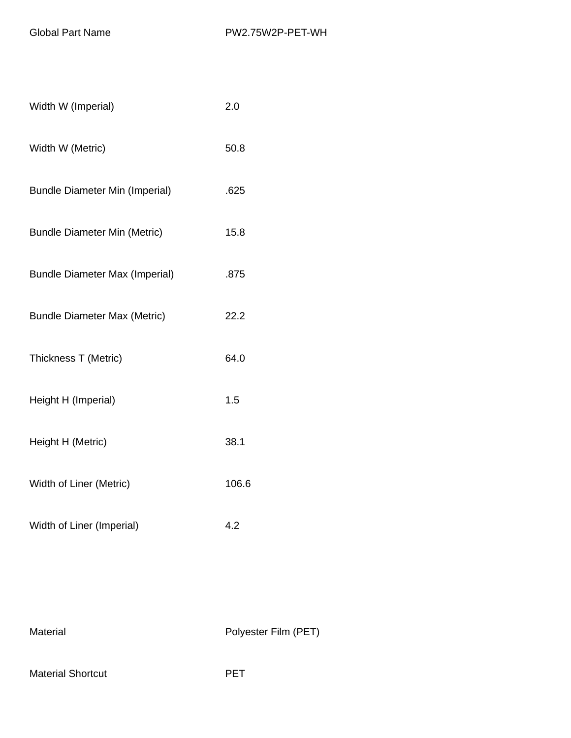| | |
|---|---|
| Global Part Name | PW2.75W2P-PET-WH |
| | |
| Width W (Imperial) | 2.0 |
| Width W (Metric) | 50.8 |
| Bundle Diameter Min (Imperial) | .625 |
| Bundle Diameter Min (Metric) | 15.8 |
| Bundle Diameter Max (Imperial) | .875 |
| Bundle Diameter Max (Metric) | 22.2 |
| Thickness T (Metric) | 64.0 |
| Height H (Imperial) | 1.5 |
| Height H (Metric) | 38.1 |
| Width of Liner (Metric) | 106.6 |
| Width of Liner (Imperial) | 4.2 |
| | |
| Material | Polyester Film (PET) |
| Material Shortcut | PET |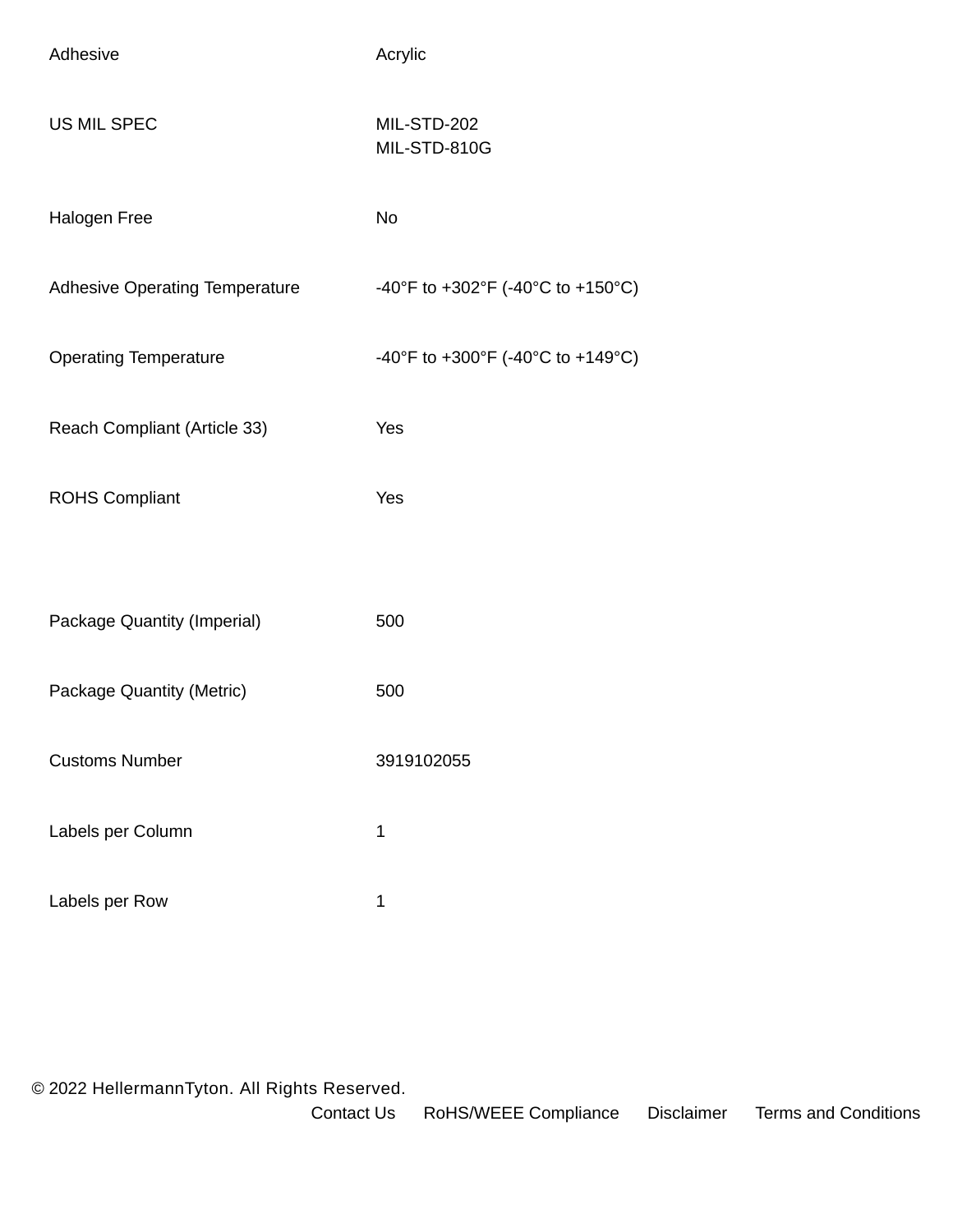| | |
|---|---|
| Adhesive | Acrylic |
| US MIL SPEC | MIL-STD-202<br>MIL-STD-810G |
| Halogen Free | No |
| Adhesive Operating Temperature | -40°F to +302°F (-40°C to +150°C) |
| Operating Temperature | -40°F to +300°F (-40°C to +149°C) |
| Reach Compliant (Article 33) | Yes |
| ROHS Compliant | Yes |

| | |
|---|---|
| Package Quantity (Imperial) | 500 |
| Package Quantity (Metric) | 500 |
| Customs Number | 3919102055 |
| Labels per Column | 1 |
| Labels per Row | 1 |

© 2022 HellermannTyton. All Rights Reserved.

Contact Us RoHS/WEEE Compliance Disclaimer Terms and Conditions